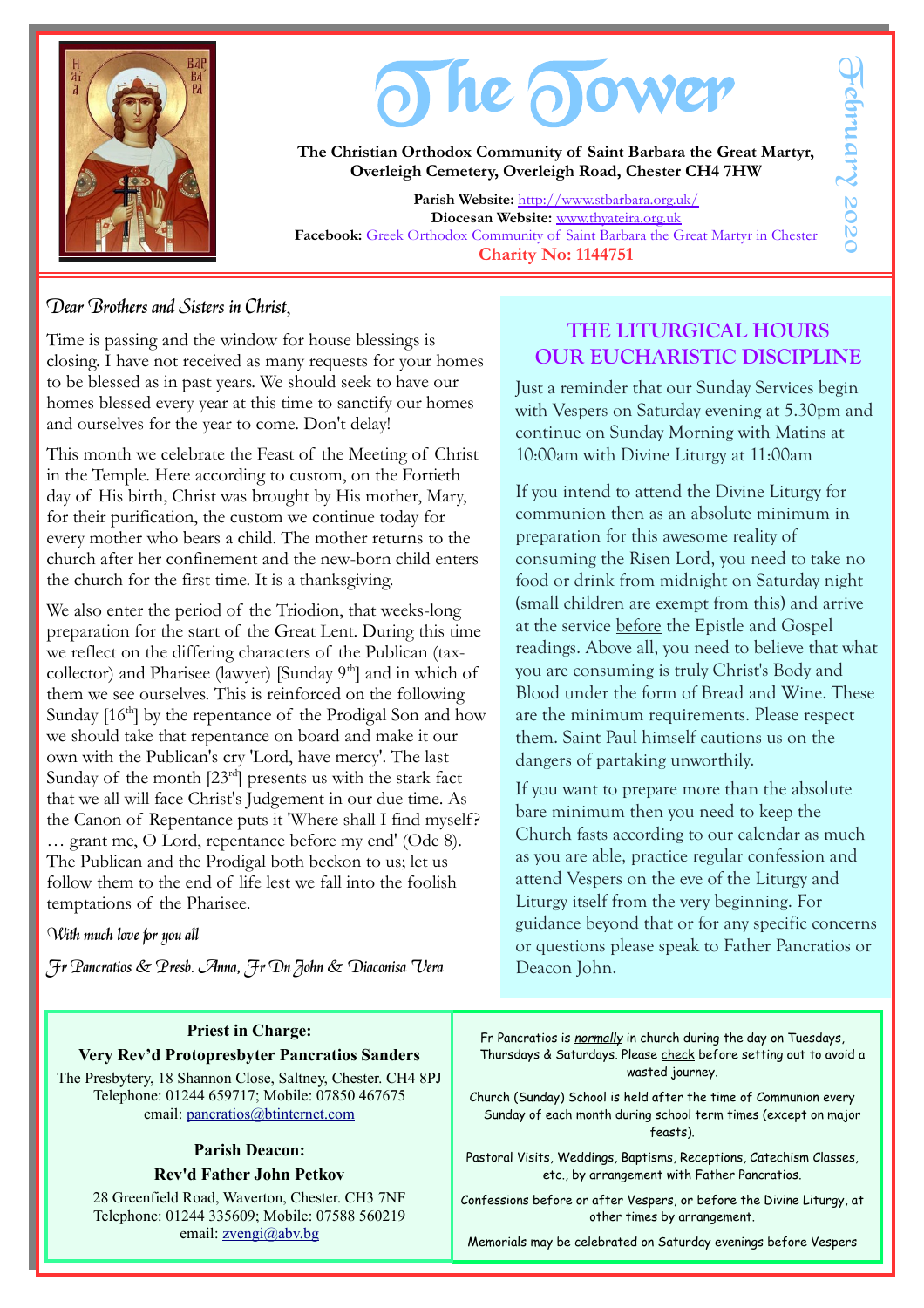# The Tower

**The Christian Orthodox Community of Saint Barbara the Great Martyr, Overleigh Cemetery, Overleigh Road, Chester CH4 7HW**

**Parish Website:** http://www.stbarbara.org.uk/
**Diocesan Website:** www.thyateira.org.uk
**Facebook:** Greek Orthodox Community of Saint Barbara the Great Martyr in Chester
**Charity No: 1144751**

February 2020

*Dear Brothers and Sisters in Christ,*

Time is passing and the window for house blessings is closing. I have not received as many requests for your homes to be blessed as in past years. We should seek to have our homes blessed every year at this time to sanctify our homes and ourselves for the year to come. Don't delay!

This month we celebrate the Feast of the Meeting of Christ in the Temple. Here according to custom, on the Fortieth day of His birth, Christ was brought by His mother, Mary, for their purification, the custom we continue today for every mother who bears a child. The mother returns to the church after her confinement and the new-born child enters the church for the first time. It is a thanksgiving.

We also enter the period of the Triodion, that weeks-long preparation for the start of the Great Lent. During this time we reflect on the differing characters of the Publican (tax-collector) and Pharisee (lawyer) [Sunday 9th] and in which of them we see ourselves. This is reinforced on the following Sunday [16th] by the repentance of the Prodigal Son and how we should take that repentance on board and make it our own with the Publican's cry 'Lord, have mercy'. The last Sunday of the month [23rd] presents us with the stark fact that we all will face Christ's Judgement in our due time. As the Canon of Repentance puts it 'Where shall I find myself? … grant me, O Lord, repentance before my end' (Ode 8). The Publican and the Prodigal both beckon to us; let us follow them to the end of life lest we fall into the foolish temptations of the Pharisee.

*With much love for you all*

*Fr Pancratios & Presb. Anna, Fr Dn John & Diaconisa Vera*

## THE LITURGICAL HOURS OUR EUCHARISTIC DISCIPLINE

Just a reminder that our Sunday Services begin with Vespers on Saturday evening at 5.30pm and continue on Sunday Morning with Matins at 10:00am with Divine Liturgy at 11:00am

If you intend to attend the Divine Liturgy for communion then as an absolute minimum in preparation for this awesome reality of consuming the Risen Lord, you need to take no food or drink from midnight on Saturday night (small children are exempt from this) and arrive at the service before the Epistle and Gospel readings. Above all, you need to believe that what you are consuming is truly Christ's Body and Blood under the form of Bread and Wine. These are the minimum requirements. Please respect them. Saint Paul himself cautions us on the dangers of partaking unworthily.

If you want to prepare more than the absolute bare minimum then you need to keep the Church fasts according to our calendar as much as you are able, practice regular confession and attend Vespers on the eve of the Liturgy and Liturgy itself from the very beginning. For guidance beyond that or for any specific concerns or questions please speak to Father Pancratios or Deacon John.

**Priest in Charge:**
**Very Rev'd Protopresbyter Pancratios Sanders**
The Presbytery, 18 Shannon Close, Saltney, Chester. CH4 8PJ
Telephone: 01244 659717; Mobile: 07850 467675
email: pancratios@btinternet.com

**Parish Deacon:**
**Rev'd Father John Petkov**
28 Greenfield Road, Waverton, Chester. CH3 7NF
Telephone: 01244 335609; Mobile: 07588 560219
email: zvengi@abv.bg

Fr Pancratios is *normally* in church during the day on Tuesdays, Thursdays & Saturdays. Please check before setting out to avoid a wasted journey.

Church (Sunday) School is held after the time of Communion every Sunday of each month during school term times (except on major feasts).

Pastoral Visits, Weddings, Baptisms, Receptions, Catechism Classes, etc., by arrangement with Father Pancratios.

Confessions before or after Vespers, or before the Divine Liturgy, at other times by arrangement.

Memorials may be celebrated on Saturday evenings before Vespers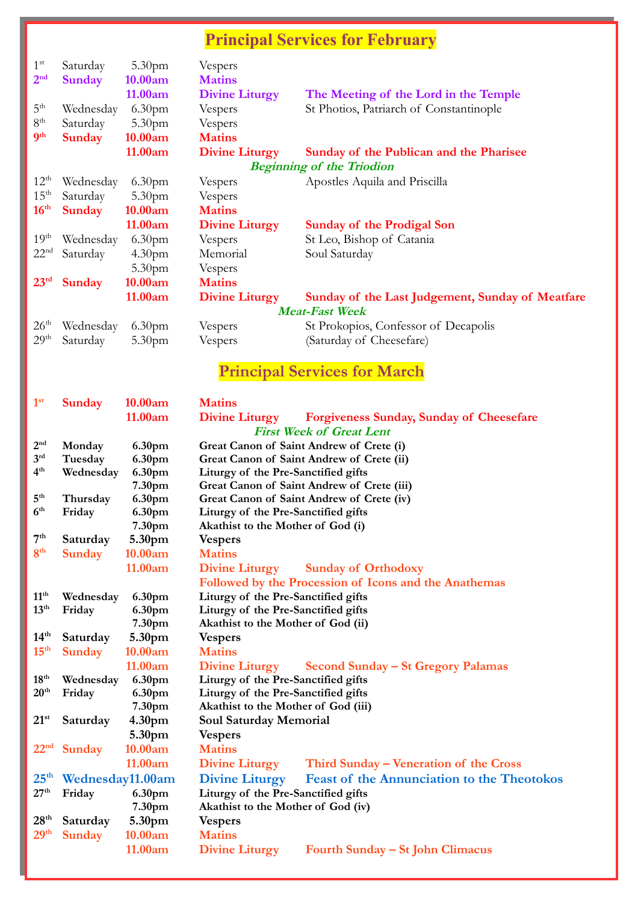## Principal Services for February

| Date | Day | Time | Service | Commemoration |
|---|---|---|---|---|
| 1st | Saturday | 5.30pm | Vespers | |
| **2nd** | **Sunday** | **10.00am** | **Matins** | |
| | | **11.00am** | **Divine Liturgy** | **The Meeting of the Lord in the Temple** |
| 5th | Wednesday | 6.30pm | Vespers | St Photios, Patriarch of Constantinople |
| 8th | Saturday | 5.30pm | Vespers | |
| **9th** | **Sunday** | **10.00am** | **Matins** | |
| | | **11.00am** | **Divine Liturgy** | **Sunday of the Publican and the Pharisee** |
| | | | ***Beginning of the Triodion*** | |
| 12th | Wednesday | 6.30pm | Vespers | Apostles Aquila and Priscilla |
| 15th | Saturday | 5.30pm | Vespers | |
| **16th** | **Sunday** | **10.00am** | **Matins** | |
| | | **11.00am** | **Divine Liturgy** | **Sunday of the Prodigal Son** |
| 19th | Wednesday | 6.30pm | Vespers | St Leo, Bishop of Catania |
| 22nd | Saturday | 4.30pm | Memorial | Soul Saturday |
| | | 5.30pm | Vespers | |
| **23rd** | **Sunday** | **10.00am** | **Matins** | |
| | | **11.00am** | **Divine Liturgy** | **Sunday of the Last Judgement, Sunday of Meatfare** |
| | | | ***Meat-Fast Week*** | |
| 26th | Wednesday | 6.30pm | Vespers | St Prokopios, Confessor of Decapolis |
| 29th | Saturday | 5.30pm | Vespers | (Saturday of Cheesefare) |

## Principal Services for March

| Date | Day | Time | Service | Commemoration |
|---|---|---|---|---|
| **1st** | **Sunday** | **10.00am** | **Matins** | |
| | | **11.00am** | **Divine Liturgy** | **Forgiveness Sunday, Sunday of Cheesefare** |
| | | | ***First Week of Great Lent*** | |
| **2nd** | **Monday** | **6.30pm** | **Great Canon of Saint Andrew of Crete (i)** | |
| **3rd** | **Tuesday** | **6.30pm** | **Great Canon of Saint Andrew of Crete (ii)** | |
| **4th** | **Wednesday** | **6.30pm** | **Liturgy of the Pre-Sanctified gifts** | |
| | | **7.30pm** | **Great Canon of Saint Andrew of Crete (iii)** | |
| **5th** | **Thursday** | **6.30pm** | **Great Canon of Saint Andrew of Crete (iv)** | |
| **6th** | **Friday** | **6.30pm** | **Liturgy of the Pre-Sanctified gifts** | |
| | | **7.30pm** | **Akathist to the Mother of God (i)** | |
| **7th** | **Saturday** | **5.30pm** | **Vespers** | |
| **8th** | **Sunday** | **10.00am** | **Matins** | |
| | | **11.00am** | **Divine Liturgy** | **Sunday of Orthodoxy** |
| | | | **Followed by the Procession of Icons and the Anathemas** | |
| **11th** | **Wednesday** | **6.30pm** | **Liturgy of the Pre-Sanctified gifts** | |
| **13th** | **Friday** | **6.30pm** | **Liturgy of the Pre-Sanctified gifts** | |
| | | **7.30pm** | **Akathist to the Mother of God (ii)** | |
| **14th** | **Saturday** | **5.30pm** | **Vespers** | |
| **15th** | **Sunday** | **10.00am** | **Matins** | |
| | | **11.00am** | **Divine Liturgy** | **Second Sunday – St Gregory Palamas** |
| **18th** | **Wednesday** | **6.30pm** | **Liturgy of the Pre-Sanctified gifts** | |
| **20th** | **Friday** | **6.30pm** | **Liturgy of the Pre-Sanctified gifts** | |
| | | **7.30pm** | **Akathist to the Mother of God (iii)** | |
| **21st** | **Saturday** | **4.30pm** | **Soul Saturday Memorial** | |
| | | **5.30pm** | **Vespers** | |
| **22nd** | **Sunday** | **10.00am** | **Matins** | |
| | | **11.00am** | **Divine Liturgy** | **Third Sunday – Veneration of the Cross** |
| **25th** | **Wednesday** | **11.00am** | **Divine Liturgy** | **Feast of the Annunciation to the Theotokos** |
| **27th** | **Friday** | **6.30pm** | **Liturgy of the Pre-Sanctified gifts** | |
| | | **7.30pm** | **Akathist to the Mother of God (iv)** | |
| **28th** | **Saturday** | **5.30pm** | **Vespers** | |
| **29th** | **Sunday** | **10.00am** | **Matins** | |
| | | **11.00am** | **Divine Liturgy** | **Fourth Sunday – St John Climacus** |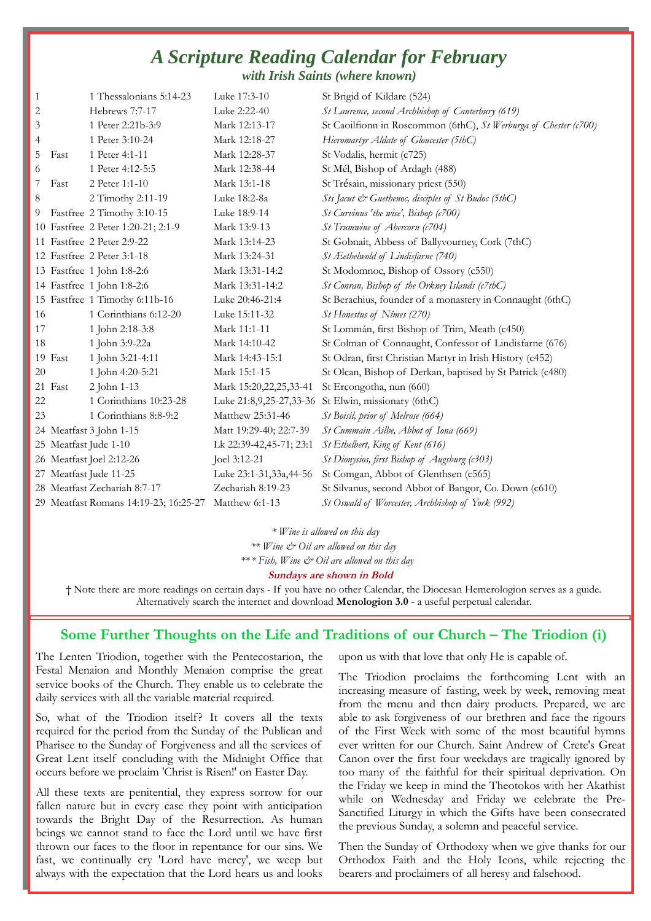# *A Scripture Reading Calendar for February*

### *with Irish Saints (where known)*

| | | | | |
|---|---|---|---|---|
| 1 | | 1 Thessalonians 5:14-23 | Luke 17:3-10 | St Brigid of Kildare (524) |
| 2 | | Hebrews 7:7-17 | Luke 2:22-40 | *St Laurence, second Archbishop of Canterbury (619)* |
| 3 | | 1 Peter 2:21b-3:9 | Mark 12:13-17 | St Caoilfionn in Roscommon (6thC), *St Werburga of Chester (c700)* |
| 4 | | 1 Peter 3:10-24 | Mark 12:18-27 | *Hieromartyr Aldate of Gloucester (5thC)* |
| 5 | Fast | 1 Peter 4:1-11 | Mark 12:28-37 | St Vodalis, hermit (c725) |
| 6 | | 1 Peter 4:12-5:5 | Mark 12:38-44 | St Mél, Bishop of Ardagh (488) |
| 7 | Fast | 2 Peter 1:1-10 | Mark 13:1-18 | St Trésain, missionary priest (550) |
| 8 | | 2 Timothy 2:11-19 | Luke 18:2-8a | *Sts Jacut & Guethenoc, disciples of St Budoc (5thC)* |
| 9 | Fastfree | 2 Timothy 3:10-15 | Luke 18:9-14 | *St Curvinus 'the wise', Bishop (c700)* |
| 10 | Fastfree | 2 Peter 1:20-21; 2:1-9 | Mark 13:9-13 | *St Trumwine of Abercorn (c704)* |
| 11 | Fastfree | 2 Peter 2:9-22 | Mark 13:14-23 | St Gobnait, Abbess of Ballyvourney, Cork (7thC) |
| 12 | Fastfree | 2 Peter 3:1-18 | Mark 13:24-31 | *St Æethelwold of Lindisfarne (740)* |
| 13 | Fastfree | 1 John 1:8-2:6 | Mark 13:31-14:2 | St Modomnoc, Bishop of Ossory (c550) |
| 14 | Fastfree | 1 John 1:8-2:6 | Mark 13:31-14:2 | *St Conran, Bishop of the Orkney Islands (c7thC)* |
| 15 | Fastfree | 1 Timothy 6:11b-16 | Luke 20:46-21:4 | St Berachius, founder of a monastery in Connaught (6thC) |
| 16 | | 1 Corinthians 6:12-20 | Luke 15:11-32 | *St Honestus of Nîmes (270)* |
| 17 | | 1 John 2:18-3:8 | Mark 11:1-11 | St Lommán, first Bishop of Trim, Meath (c450) |
| 18 | | 1 John 3:9-22a | Mark 14:10-42 | St Colman of Connaught, Confessor of Lindisfarne (676) |
| 19 | Fast | 1 John 3:21-4:11 | Mark 14:43-15:1 | St Odran, first Christian Martyr in Irish History (c452) |
| 20 | | 1 John 4:20-5:21 | Mark 15:1-15 | St Olcan, Bishop of Derkan, baptised by St Patrick (c480) |
| 21 | Fast | 2 John 1-13 | Mark 15:20,22,25,33-41 | St Ercongotha, nun (660) |
| 22 | | 1 Corinthians 10:23-28 | Luke 21:8,9,25-27,33-36 | St Elwin, missionary (6thC) |
| 23 | | 1 Corinthians 8:8-9:2 | Matthew 25:31-46 | *St Boisil, prior of Melrose (664)* |
| 24 | Meatfast | 3 John 1-15 | Matt 19:29-40; 22:7-39 | *St Cummain Ailbe, Abbot of Iona (669)* |
| 25 | Meatfast | Jude 1-10 | Lk 22:39-42,45-71; 23:1 | *St Ethelbert, King of Kent (616)* |
| 26 | Meatfast | Joel 2:12-26 | Joel 3:12-21 | *St Dionysios, first Bishop of Augsburg (c303)* |
| 27 | Meatfast | Jude 11-25 | Luke 23:1-31,33a,44-56 | St Comgan, Abbot of Glenthsen (c565) |
| 28 | Meatfast | Zechariah 8:7-17 | Zechariah 8:19-23 | St Silvanus, second Abbot of Bangor, Co. Down (c610) |
| 29 | Meatfast | Romans 14:19-23; 16:25-27 | Matthew 6:1-13 | *St Oswald of Worcester, Archbishop of York (992)* |

*\* Wine is allowed on this day*

*\*\* Wine & Oil are allowed on this day*

*\*\*\* Fish, Wine & Oil are allowed on this day*

**Sundays are shown in Bold**

† Note there are more readings on certain days - If you have no other Calendar, the Diocesan Hemerologion serves as a guide. Alternatively search the internet and download **Menologion 3.0** - a useful perpetual calendar.

## Some Further Thoughts on the Life and Traditions of our Church – The Triodion (i)

The Lenten Triodion, together with the Pentecostarion, the Festal Menaion and Monthly Menaion comprise the great service books of the Church. They enable us to celebrate the daily services with all the variable material required.

So, what of the Triodion itself? It covers all the texts required for the period from the Sunday of the Publican and Pharisee to the Sunday of Forgiveness and all the services of Great Lent itself concluding with the Midnight Office that occurs before we proclaim 'Christ is Risen!' on Easter Day.

All these texts are penitential, they express sorrow for our fallen nature but in every case they point with anticipation towards the Bright Day of the Resurrection. As human beings we cannot stand to face the Lord until we have first thrown our faces to the floor in repentance for our sins. We fast, we continually cry 'Lord have mercy', we weep but always with the expectation that the Lord hears us and looks upon us with that love that only He is capable of.

The Triodion proclaims the forthcoming Lent with an increasing measure of fasting, week by week, removing meat from the menu and then dairy products. Prepared, we are able to ask forgiveness of our brethren and face the rigours of the First Week with some of the most beautiful hymns ever written for our Church. Saint Andrew of Crete's Great Canon over the first four weekdays are tragically ignored by too many of the faithful for their spiritual deprivation. On the Friday we keep in mind the Theotokos with her Akathist while on Wednesday and Friday we celebrate the Pre-Sanctified Liturgy in which the Gifts have been consecrated the previous Sunday, a solemn and peaceful service.

Then the Sunday of Orthodoxy when we give thanks for our Orthodox Faith and the Holy Icons, while rejecting the bearers and proclaimers of all heresy and falsehood.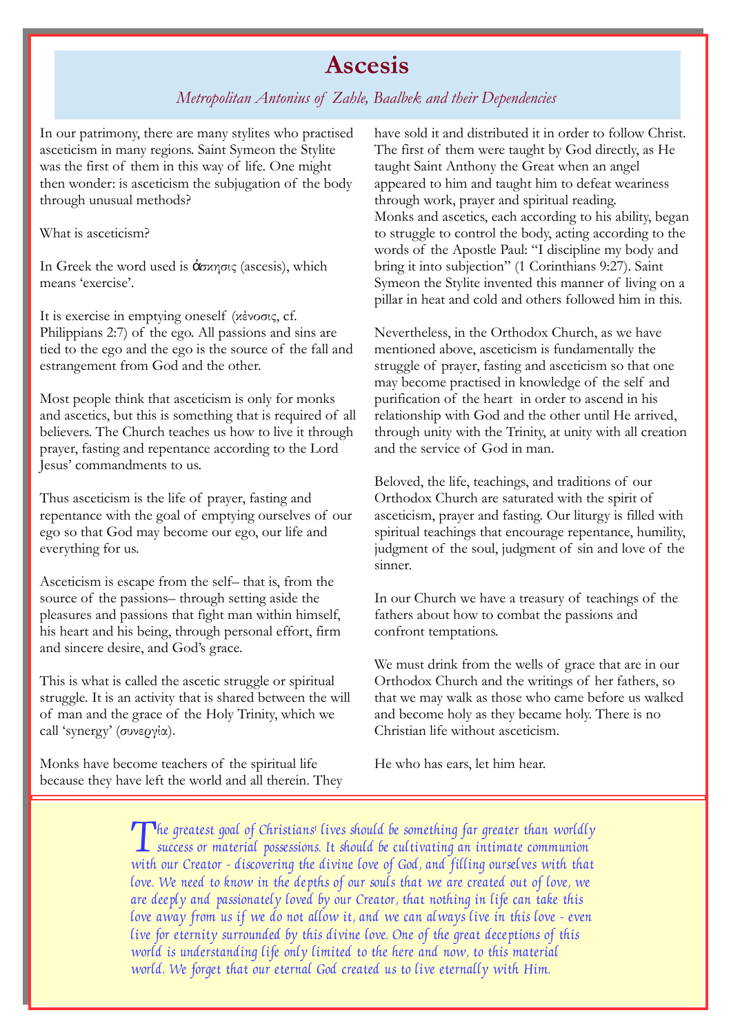# Ascesis

*Metropolitan Antonius of Zahle, Baalbek and their Dependencies*

In our patrimony, there are many stylites who practised asceticism in many regions. Saint Symeon the Stylite was the first of them in this way of life. One might then wonder: is asceticism the subjugation of the body through unusual methods?

What is asceticism?

In Greek the word used is ἄσκησις (ascesis), which means 'exercise'.

It is exercise in emptying oneself (κένωσις, cf. Philippians 2:7) of the ego. All passions and sins are tied to the ego and the ego is the source of the fall and estrangement from God and the other.

Most people think that asceticism is only for monks and ascetics, but this is something that is required of all believers. The Church teaches us how to live it through prayer, fasting and repentance according to the Lord Jesus' commandments to us.

Thus asceticism is the life of prayer, fasting and repentance with the goal of emptying ourselves of our ego so that God may become our ego, our life and everything for us.

Asceticism is escape from the self– that is, from the source of the passions– through setting aside the pleasures and passions that fight man within himself, his heart and his being, through personal effort, firm and sincere desire, and God's grace.

This is what is called the ascetic struggle or spiritual struggle. It is an activity that is shared between the will of man and the grace of the Holy Trinity, which we call 'synergy' (συνεργία).

Monks have become teachers of the spiritual life because they have left the world and all therein. They have sold it and distributed it in order to follow Christ. The first of them were taught by God directly, as He taught Saint Anthony the Great when an angel appeared to him and taught him to defeat weariness through work, prayer and spiritual reading. Monks and ascetics, each according to his ability, began to struggle to control the body, acting according to the words of the Apostle Paul: "I discipline my body and bring it into subjection" (1 Corinthians 9:27). Saint Symeon the Stylite invented this manner of living on a pillar in heat and cold and others followed him in this.

Nevertheless, in the Orthodox Church, as we have mentioned above, asceticism is fundamentally the struggle of prayer, fasting and asceticism so that one may become practised in knowledge of the self and purification of the heart in order to ascend in his relationship with God and the other until He arrived, through unity with the Trinity, at unity with all creation and the service of God in man.

Beloved, the life, teachings, and traditions of our Orthodox Church are saturated with the spirit of asceticism, prayer and fasting. Our liturgy is filled with spiritual teachings that encourage repentance, humility, judgment of the soul, judgment of sin and love of the sinner.

In our Church we have a treasury of teachings of the fathers about how to combat the passions and confront temptations.

We must drink from the wells of grace that are in our Orthodox Church and the writings of her fathers, so that we may walk as those who came before us walked and become holy as they became holy. There is no Christian life without asceticism.

He who has ears, let him hear.

*The greatest goal of Christians' lives should be something far greater than worldly success or material possessions. It should be cultivating an intimate communion with our Creator - discovering the divine love of God, and filling ourselves with that love. We need to know in the depths of our souls that we are created out of love, we are deeply and passionately loved by our Creator, that nothing in life can take this love away from us if we do not allow it, and we can always live in this love - even live for eternity surrounded by this divine love. One of the great deceptions of this world is understanding life only limited to the here and now, to this material world. We forget that our eternal God created us to live eternally with Him.*